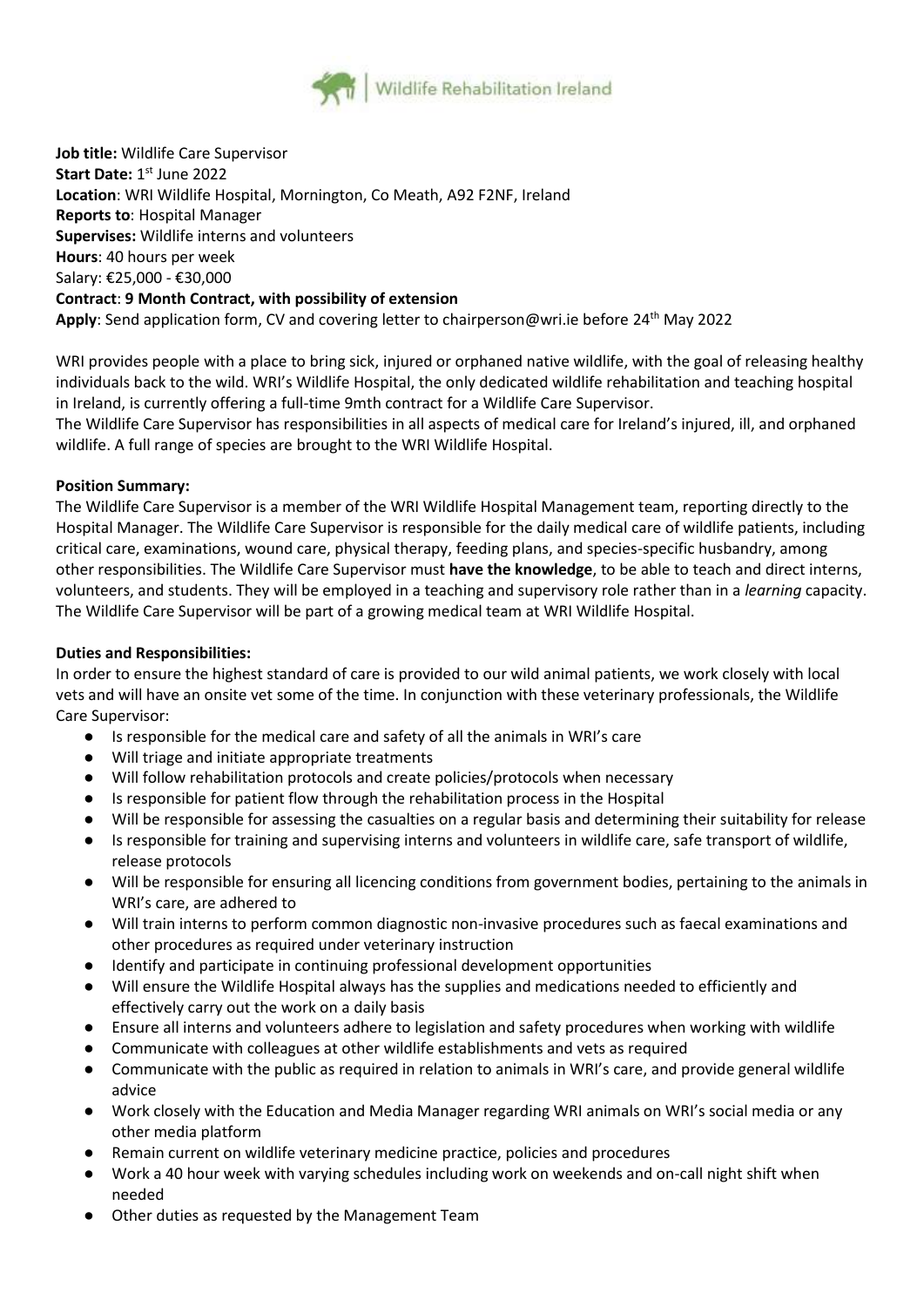Wildlife Rehabilitation Ireland

**Job title:** Wildlife Care Supervisor
**Start Date:** 1st June 2022
**Location**: WRI Wildlife Hospital, Mornington, Co Meath, A92 F2NF, Ireland
**Reports to**: Hospital Manager
**Supervises:** Wildlife interns and volunteers
**Hours**: 40 hours per week
Salary: €25,000 - €30,000
**Contract**: **9 Month Contract, with possibility of extension**
**Apply**: Send application form, CV and covering letter to chairperson@wri.ie before 24th May 2022

WRI provides people with a place to bring sick, injured or orphaned native wildlife, with the goal of releasing healthy individuals back to the wild. WRI's Wildlife Hospital, the only dedicated wildlife rehabilitation and teaching hospital in Ireland, is currently offering a full-time 9mth contract for a Wildlife Care Supervisor.
The Wildlife Care Supervisor has responsibilities in all aspects of medical care for Ireland's injured, ill, and orphaned wildlife. A full range of species are brought to the WRI Wildlife Hospital.

**Position Summary:**
The Wildlife Care Supervisor is a member of the WRI Wildlife Hospital Management team, reporting directly to the Hospital Manager. The Wildlife Care Supervisor is responsible for the daily medical care of wildlife patients, including critical care, examinations, wound care, physical therapy, feeding plans, and species-specific husbandry, among other responsibilities. The Wildlife Care Supervisor must **have the knowledge**, to be able to teach and direct interns, volunteers, and students. They will be employed in a teaching and supervisory role rather than in a *learning* capacity. The Wildlife Care Supervisor will be part of a growing medical team at WRI Wildlife Hospital.

**Duties and Responsibilities:**
In order to ensure the highest standard of care is provided to our wild animal patients, we work closely with local vets and will have an onsite vet some of the time. In conjunction with these veterinary professionals, the Wildlife Care Supervisor:

- Is responsible for the medical care and safety of all the animals in WRI's care
- Will triage and initiate appropriate treatments
- Will follow rehabilitation protocols and create policies/protocols when necessary
- Is responsible for patient flow through the rehabilitation process in the Hospital
- Will be responsible for assessing the casualties on a regular basis and determining their suitability for release
- Is responsible for training and supervising interns and volunteers in wildlife care, safe transport of wildlife, release protocols
- Will be responsible for ensuring all licencing conditions from government bodies, pertaining to the animals in WRI's care, are adhered to
- Will train interns to perform common diagnostic non-invasive procedures such as faecal examinations and other procedures as required under veterinary instruction
- Identify and participate in continuing professional development opportunities
- Will ensure the Wildlife Hospital always has the supplies and medications needed to efficiently and effectively carry out the work on a daily basis
- Ensure all interns and volunteers adhere to legislation and safety procedures when working with wildlife
- Communicate with colleagues at other wildlife establishments and vets as required
- Communicate with the public as required in relation to animals in WRI's care, and provide general wildlife advice
- Work closely with the Education and Media Manager regarding WRI animals on WRI's social media or any other media platform
- Remain current on wildlife veterinary medicine practice, policies and procedures
- Work a 40 hour week with varying schedules including work on weekends and on-call night shift when needed
- Other duties as requested by the Management Team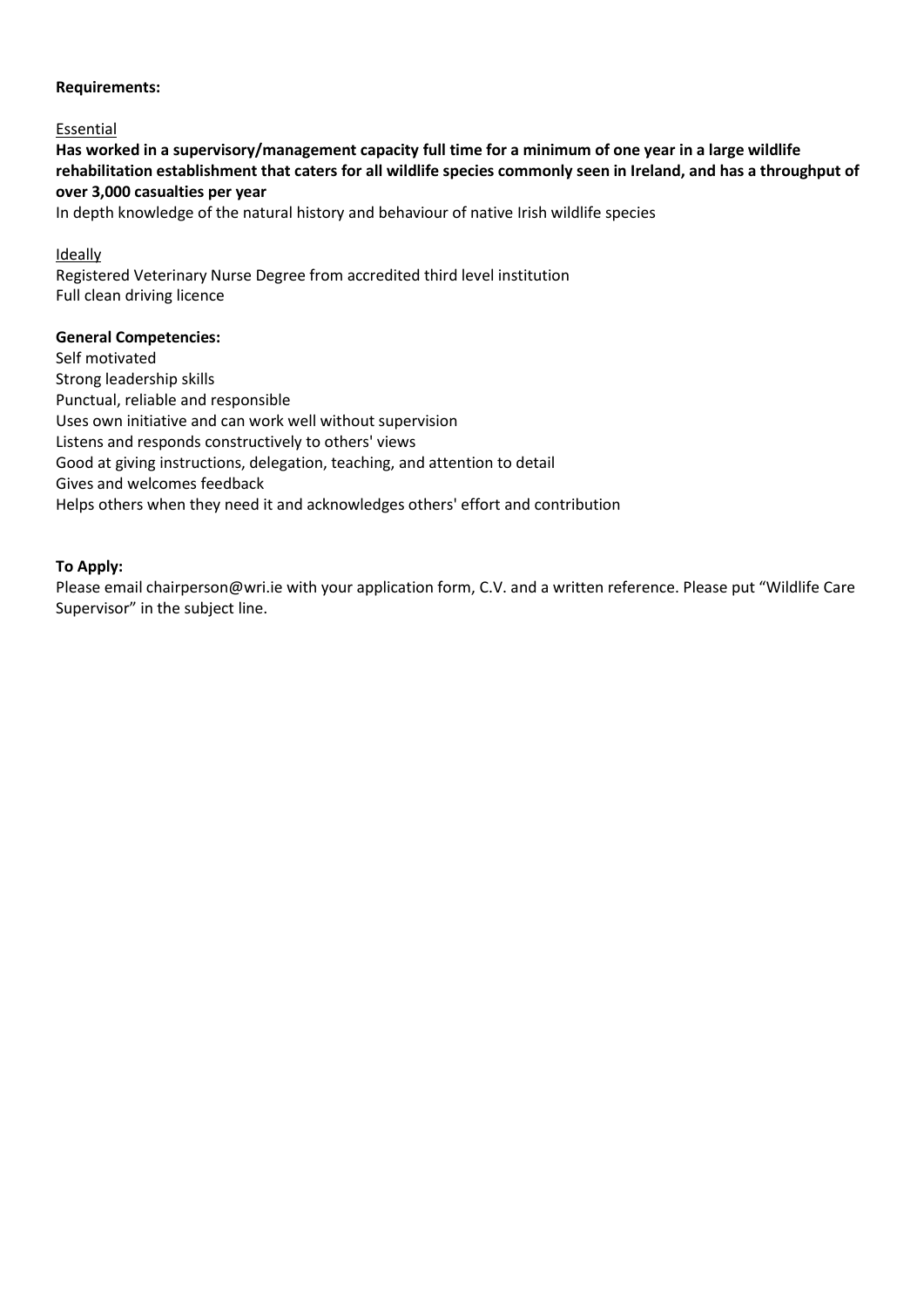**Requirements:**

Essential

**Has worked in a supervisory/management capacity full time for a minimum of one year in a large wildlife rehabilitation establishment that caters for all wildlife species commonly seen in Ireland, and has a throughput of over 3,000 casualties per year**

In depth knowledge of the natural history and behaviour of native Irish wildlife species

Ideally

Registered Veterinary Nurse Degree from accredited third level institution

Full clean driving licence

**General Competencies:**

Self motivated

Strong leadership skills

Punctual, reliable and responsible

Uses own initiative and can work well without supervision

Listens and responds constructively to others' views

Good at giving instructions, delegation, teaching, and attention to detail

Gives and welcomes feedback

Helps others when they need it and acknowledges others' effort and contribution

**To Apply:**

Please email chairperson@wri.ie with your application form, C.V. and a written reference. Please put "Wildlife Care Supervisor" in the subject line.